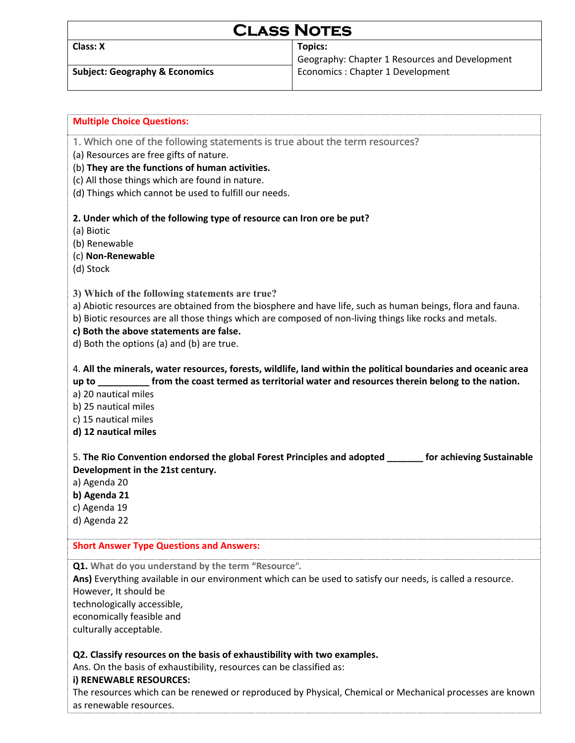# Class Notes

| **Class: X** | **Topics:** Geography: Chapter 1 Resources and Development Economics : Chapter 1 Development |
|---|---|
| **Subject: Geography & Economics** | |

**Multiple Choice Questions:**

1. Which one of the following statements is true about the term resources?
(a) Resources are free gifts of nature.
(b) **They are the functions of human activities.**
(c) All those things which are found in nature.
(d) Things which cannot be used to fulfill our needs.

**2. Under which of the following type of resource can Iron ore be put?**
(a) Biotic
(b) Renewable
(c) **Non-Renewable**
(d) Stock

**3) Which of the following statements are true?**
a) Abiotic resources are obtained from the biosphere and have life, such as human beings, flora and fauna.
b) Biotic resources are all those things which are composed of non-living things like rocks and metals.
**c) Both the above statements are false.**
d) Both the options (a) and (b) are true.

4. **All the minerals, water resources, forests, wildlife, land within the political boundaries and oceanic area up to __________ from the coast termed as territorial water and resources therein belong to the nation.**
a) 20 nautical miles
b) 25 nautical miles
c) 15 nautical miles
**d) 12 nautical miles**

5. **The Rio Convention endorsed the global Forest Principles and adopted _______ for achieving Sustainable Development in the 21st century.**
a) Agenda 20
**b) Agenda 21**
c) Agenda 19
d) Agenda 22

**Short Answer Type Questions and Answers:**

**Q1.** **What do you understand by the term "Resource".**
**Ans)** Everything available in our environment which can be used to satisfy our needs, is called a resource. However, It should be
technologically accessible,
economically feasible and
culturally acceptable.

**Q2. Classify resources on the basis of exhaustibility with two examples.**
Ans. On the basis of exhaustibility, resources can be classified as:
**i) RENEWABLE RESOURCES:**
The resources which can be renewed or reproduced by Physical, Chemical or Mechanical processes are known as renewable resources.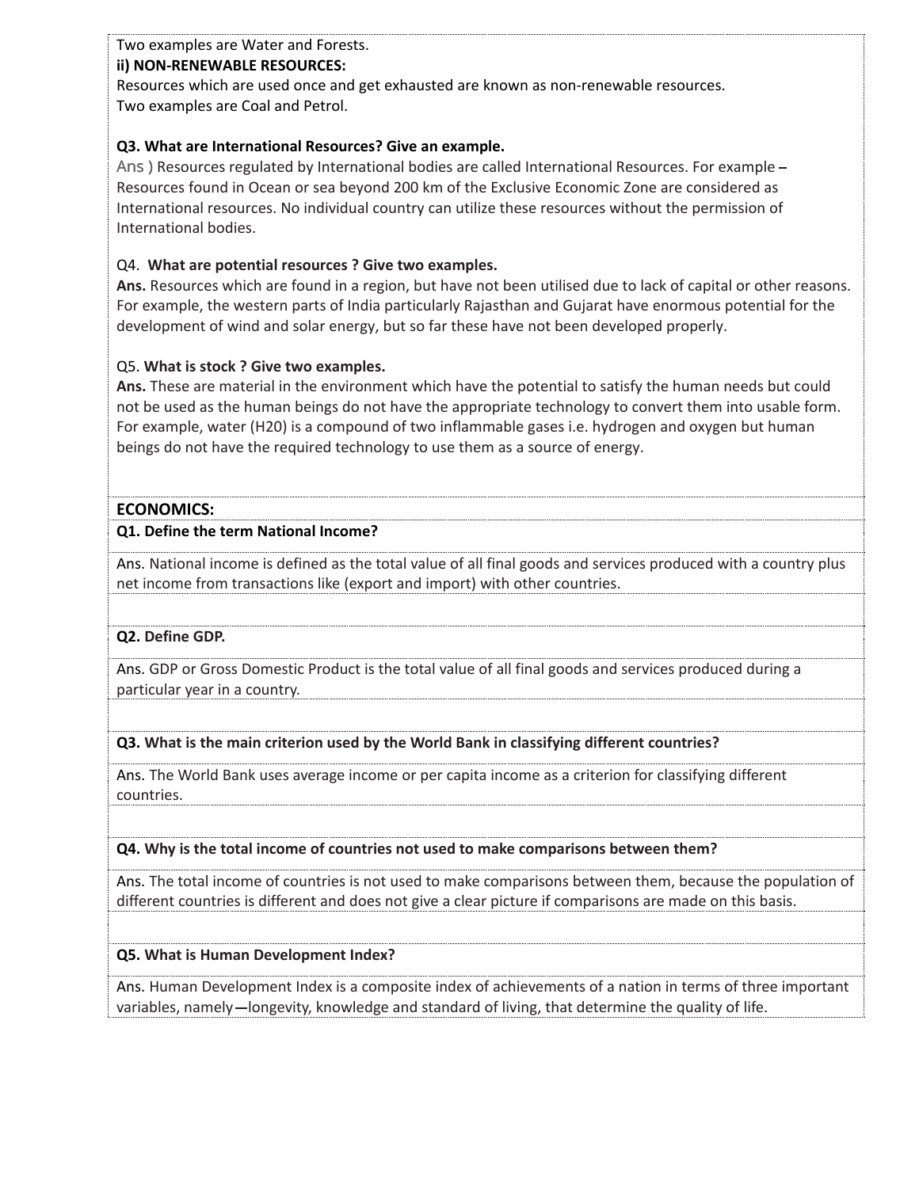Two examples are Water and Forests.

**ii) NON-RENEWABLE RESOURCES:**

Resources which are used once and get exhausted are known as non-renewable resources.
Two examples are Coal and Petrol.

**Q3. What are International Resources? Give an example.**

Ans ) Resources regulated by International bodies are called International Resources. For example – Resources found in Ocean or sea beyond 200 km of the Exclusive Economic Zone are considered as International resources. No individual country can utilize these resources without the permission of International bodies.

Q4. **What are potential resources ? Give two examples.**

**Ans.** Resources which are found in a region, but have not been utilised due to lack of capital or other reasons. For example, the western parts of India particularly Rajasthan and Gujarat have enormous potential for the development of wind and solar energy, but so far these have not been developed properly.

Q5. **What is stock ? Give two examples.**

**Ans.** These are material in the environment which have the potential to satisfy the human needs but could not be used as the human beings do not have the appropriate technology to convert them into usable form. For example, water (H20) is a compound of two inflammable gases i.e. hydrogen and oxygen but human beings do not have the required technology to use them as a source of energy.

## ECONOMICS:

**Q1. Define the term National Income?**

Ans. National income is defined as the total value of all final goods and services produced with a country plus net income from transactions like (export and import) with other countries.

**Q2. Define GDP.**

Ans. GDP or Gross Domestic Product is the total value of all final goods and services produced during a particular year in a country.

**Q3. What is the main criterion used by the World Bank in classifying different countries?**

Ans. The World Bank uses average income or per capita income as a criterion for classifying different countries.

**Q4. Why is the total income of countries not used to make comparisons between them?**

Ans. The total income of countries is not used to make comparisons between them, because the population of different countries is different and does not give a clear picture if comparisons are made on this basis.

**Q5. What is Human Development Index?**

Ans. Human Development Index is a composite index of achievements of a nation in terms of three important variables, namely—longevity, knowledge and standard of living, that determine the quality of life.